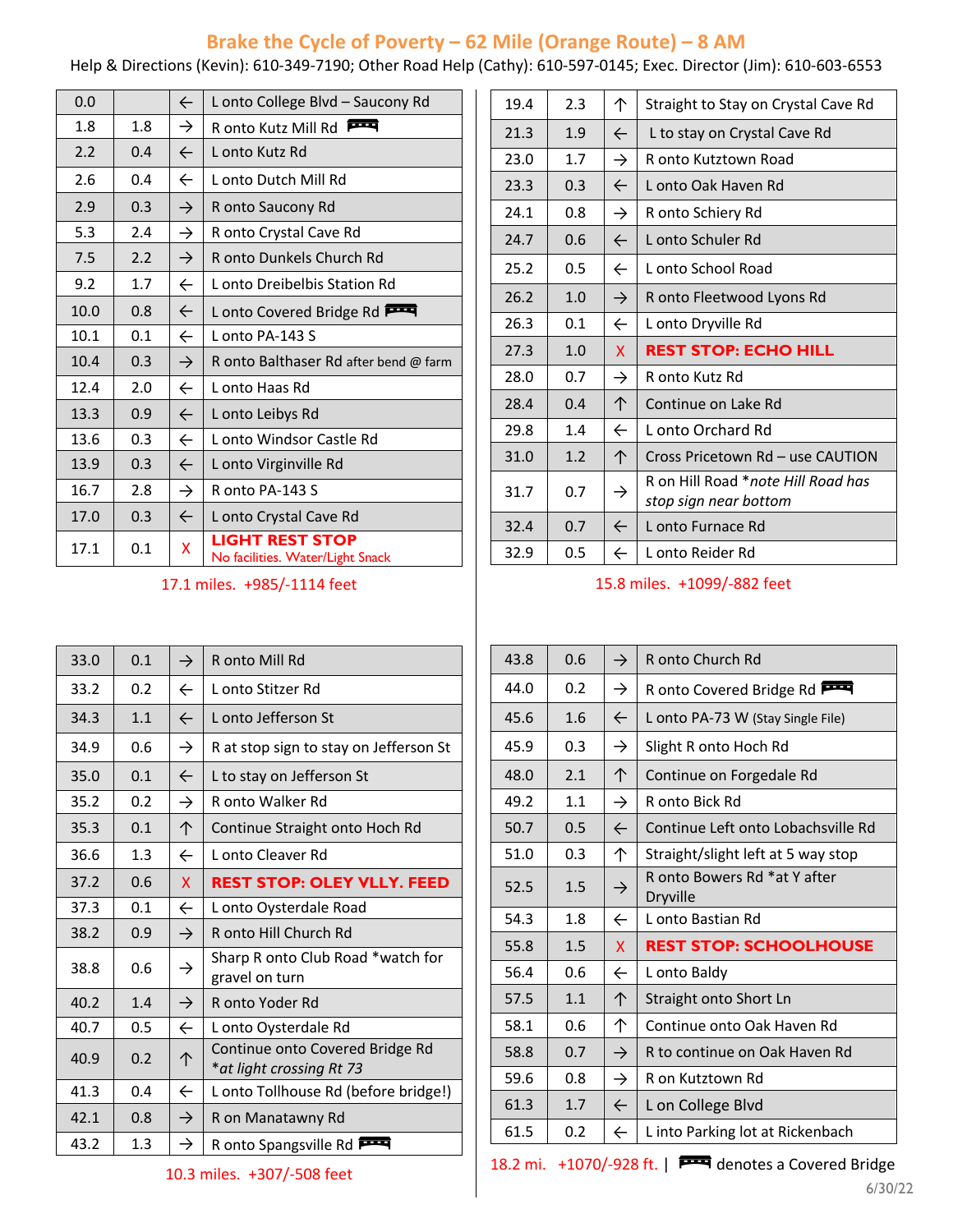# Brake the Cycle of Poverty – 62 Mile (Orange Route) – 8 AM

Help & Directions (Kevin): 610-349-7190; Other Road Help (Cathy): 610-597-0145; Exec. Director (Jim): 610-603-6553

| | | | |
|---|---|---|---|
| 0.0 | | ← | L onto College Blvd – Saucony Rd |
| 1.8 | 1.8 | → | R onto Kutz Mill Rd (Covered Bridge) |
| 2.2 | 0.4 | ← | L onto Kutz Rd |
| 2.6 | 0.4 | ← | L onto Dutch Mill Rd |
| 2.9 | 0.3 | → | R onto Saucony Rd |
| 5.3 | 2.4 | → | R onto Crystal Cave Rd |
| 7.5 | 2.2 | → | R onto Dunkels Church Rd |
| 9.2 | 1.7 | ← | L onto Dreibelbis Station Rd |
| 10.0 | 0.8 | ← | L onto Covered Bridge Rd (Covered Bridge) |
| 10.1 | 0.1 | ← | L onto PA-143 S |
| 10.4 | 0.3 | → | R onto Balthaser Rd after bend @ farm |
| 12.4 | 2.0 | ← | L onto Haas Rd |
| 13.3 | 0.9 | ← | L onto Leibys Rd |
| 13.6 | 0.3 | ← | L onto Windsor Castle Rd |
| 13.9 | 0.3 | ← | L onto Virginville Rd |
| 16.7 | 2.8 | → | R onto PA-143 S |
| 17.0 | 0.3 | ← | L onto Crystal Cave Rd |
| 17.1 | 0.1 | X | **LIGHT REST STOP** No facilities. Water/Light Snack |

17.1 miles. +985/-1114 feet

| | | | |
|---|---|---|---|
| 19.4 | 2.3 | ↑ | Straight to Stay on Crystal Cave Rd |
| 21.3 | 1.9 | ← | L to stay on Crystal Cave Rd |
| 23.0 | 1.7 | → | R onto Kutztown Road |
| 23.3 | 0.3 | ← | L onto Oak Haven Rd |
| 24.1 | 0.8 | → | R onto Schiery Rd |
| 24.7 | 0.6 | ← | L onto Schuler Rd |
| 25.2 | 0.5 | ← | L onto School Road |
| 26.2 | 1.0 | → | R onto Fleetwood Lyons Rd |
| 26.3 | 0.1 | ← | L onto Dryville Rd |
| 27.3 | 1.0 | X | **REST STOP: ECHO HILL** |
| 28.0 | 0.7 | → | R onto Kutz Rd |
| 28.4 | 0.4 | ↑ | Continue on Lake Rd |
| 29.8 | 1.4 | ← | L onto Orchard Rd |
| 31.0 | 1.2 | ↑ | Cross Pricetown Rd – use CAUTION |
| 31.7 | 0.7 | → | R on Hill Road **note Hill Road has stop sign near bottom* |
| 32.4 | 0.7 | ← | L onto Furnace Rd |
| 32.9 | 0.5 | ← | L onto Reider Rd |

15.8 miles. +1099/-882 feet

| | | | |
|---|---|---|---|
| 33.0 | 0.1 | → | R onto Mill Rd |
| 33.2 | 0.2 | ← | L onto Stitzer Rd |
| 34.3 | 1.1 | ← | L onto Jefferson St |
| 34.9 | 0.6 | → | R at stop sign to stay on Jefferson St |
| 35.0 | 0.1 | ← | L to stay on Jefferson St |
| 35.2 | 0.2 | → | R onto Walker Rd |
| 35.3 | 0.1 | ↑ | Continue Straight onto Hoch Rd |
| 36.6 | 1.3 | ← | L onto Cleaver Rd |
| 37.2 | 0.6 | X | **REST STOP: OLEY VLLY. FEED** |
| 37.3 | 0.1 | ← | L onto Oysterdale Road |
| 38.2 | 0.9 | → | R onto Hill Church Rd |
| 38.8 | 0.6 | → | Sharp R onto Club Road *watch for gravel on turn |
| 40.2 | 1.4 | → | R onto Yoder Rd |
| 40.7 | 0.5 | ← | L onto Oysterdale Rd |
| 40.9 | 0.2 | ↑ | Continue onto Covered Bridge Rd **at light crossing Rt 73* |
| 41.3 | 0.4 | ← | L onto Tollhouse Rd (before bridge!) |
| 42.1 | 0.8 | → | R on Manatawny Rd |
| 43.2 | 1.3 | → | R onto Spangsville Rd (Covered Bridge) |

10.3 miles. +307/-508 feet

| | | | |
|---|---|---|---|
| 43.8 | 0.6 | → | R onto Church Rd |
| 44.0 | 0.2 | → | R onto Covered Bridge Rd (Covered Bridge) |
| 45.6 | 1.6 | ← | L onto PA-73 W (Stay Single File) |
| 45.9 | 0.3 | → | Slight R onto Hoch Rd |
| 48.0 | 2.1 | ↑ | Continue on Forgedale Rd |
| 49.2 | 1.1 | → | R onto Bick Rd |
| 50.7 | 0.5 | ← | Continue Left onto Lobachsville Rd |
| 51.0 | 0.3 | ↑ | Straight/slight left at 5 way stop |
| 52.5 | 1.5 | → | R onto Bowers Rd *at Y after Dryville |
| 54.3 | 1.8 | ← | L onto Bastian Rd |
| 55.8 | 1.5 | X | **REST STOP: SCHOOLHOUSE** |
| 56.4 | 0.6 | ← | L onto Baldy |
| 57.5 | 1.1 | ↑ | Straight onto Short Ln |
| 58.1 | 0.6 | ↑ | Continue onto Oak Haven Rd |
| 58.8 | 0.7 | → | R to continue on Oak Haven Rd |
| 59.6 | 0.8 | → | R on Kutztown Rd |
| 61.3 | 1.7 | ← | L on College Blvd |
| 61.5 | 0.2 | ← | L into Parking lot at Rickenbach |

18.2 mi. +1070/-928 ft. | (Covered Bridge symbol) denotes a Covered Bridge

6/30/22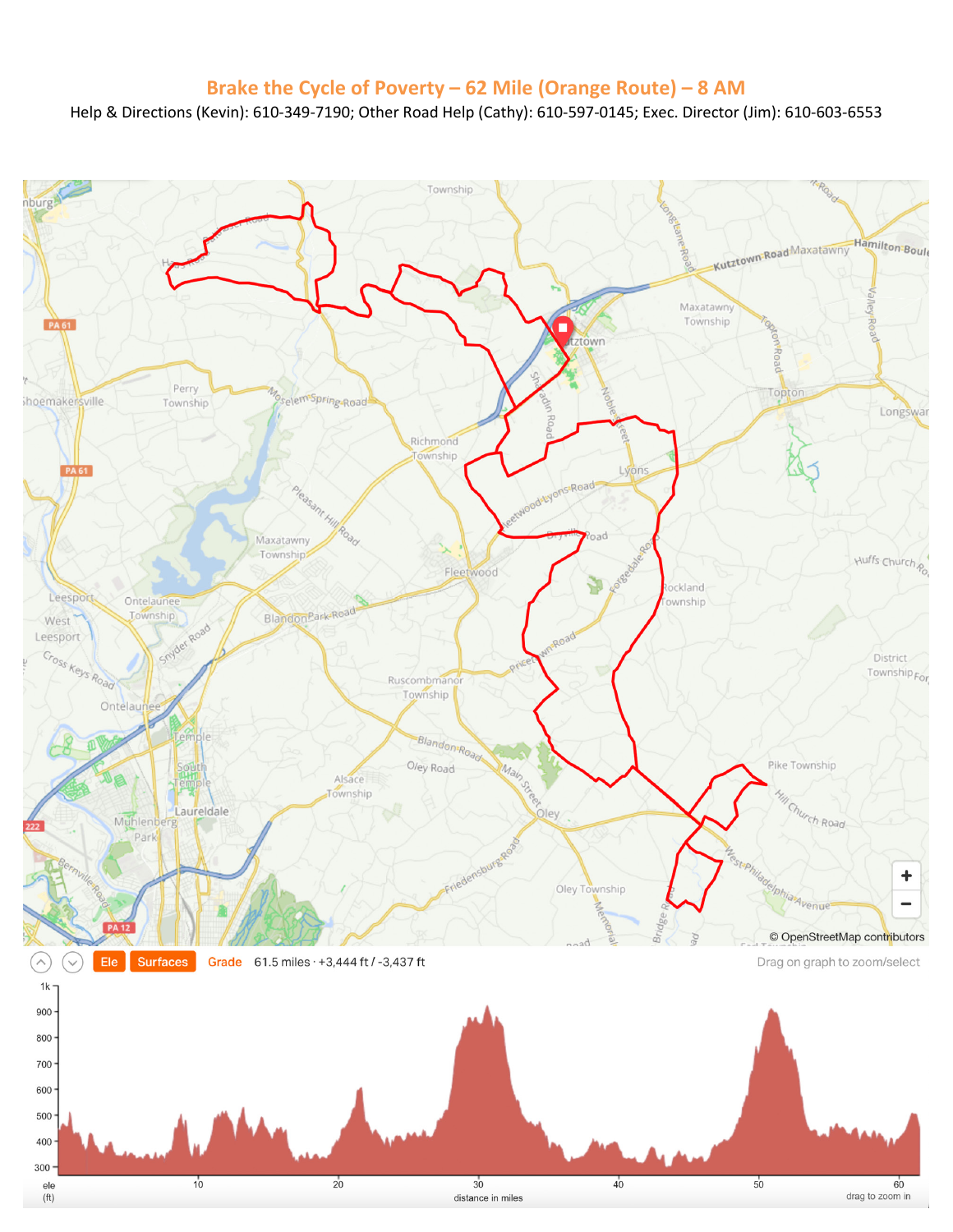# Brake the Cycle of Poverty – 62 Mile (Orange Route) – 8 AM

Help & Directions (Kevin): 610-349-7190; Other Road Help (Cathy): 610-597-0145; Exec. Director (Jim): 610-603-6553